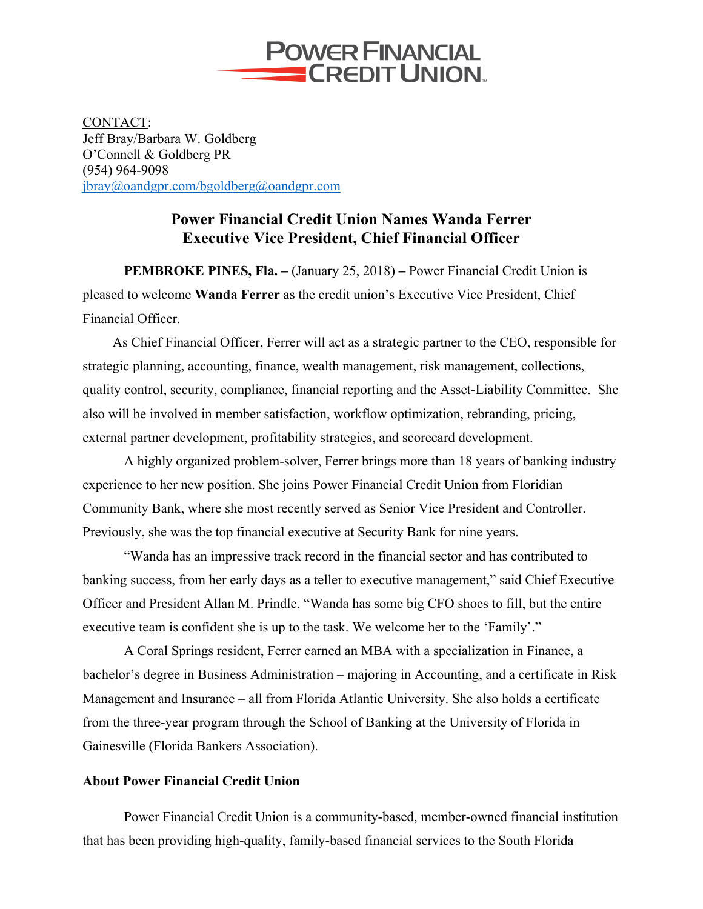POWER FINANCIAL CREDIT UNION

CONTACT:
Jeff Bray/Barbara W. Goldberg
O'Connell & Goldberg PR
(954) 964-9098
jbray@oandgpr.com/bgoldberg@oandgpr.com

## Power Financial Credit Union Names Wanda Ferrer Executive Vice President, Chief Financial Officer

**PEMBROKE PINES, Fla. –** (January 25, 2018) – Power Financial Credit Union is pleased to welcome **Wanda Ferrer** as the credit union's Executive Vice President, Chief Financial Officer.

As Chief Financial Officer, Ferrer will act as a strategic partner to the CEO, responsible for strategic planning, accounting, finance, wealth management, risk management, collections, quality control, security, compliance, financial reporting and the Asset-Liability Committee. She also will be involved in member satisfaction, workflow optimization, rebranding, pricing, external partner development, profitability strategies, and scorecard development.

A highly organized problem-solver, Ferrer brings more than 18 years of banking industry experience to her new position. She joins Power Financial Credit Union from Floridian Community Bank, where she most recently served as Senior Vice President and Controller. Previously, she was the top financial executive at Security Bank for nine years.

"Wanda has an impressive track record in the financial sector and has contributed to banking success, from her early days as a teller to executive management," said Chief Executive Officer and President Allan M. Prindle. "Wanda has some big CFO shoes to fill, but the entire executive team is confident she is up to the task. We welcome her to the 'Family'."

A Coral Springs resident, Ferrer earned an MBA with a specialization in Finance, a bachelor's degree in Business Administration – majoring in Accounting, and a certificate in Risk Management and Insurance – all from Florida Atlantic University. She also holds a certificate from the three-year program through the School of Banking at the University of Florida in Gainesville (Florida Bankers Association).

**About Power Financial Credit Union**

Power Financial Credit Union is a community-based, member-owned financial institution that has been providing high-quality, family-based financial services to the South Florida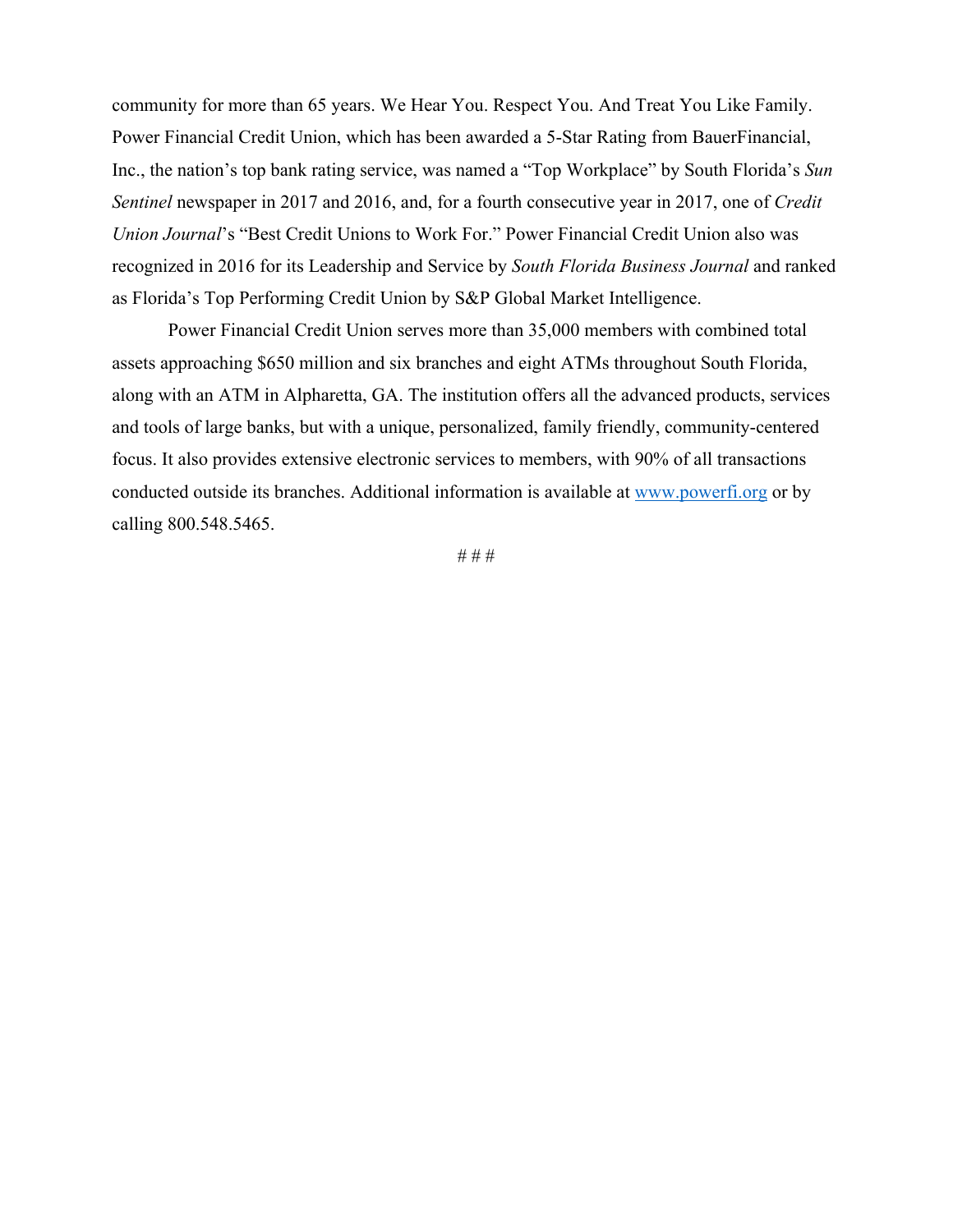community for more than 65 years. We Hear You. Respect You. And Treat You Like Family. Power Financial Credit Union, which has been awarded a 5-Star Rating from BauerFinancial, Inc., the nation's top bank rating service, was named a "Top Workplace" by South Florida's *Sun Sentinel* newspaper in 2017 and 2016, and, for a fourth consecutive year in 2017, one of *Credit Union Journal*'s "Best Credit Unions to Work For." Power Financial Credit Union also was recognized in 2016 for its Leadership and Service by *South Florida Business Journal* and ranked as Florida's Top Performing Credit Union by S&P Global Market Intelligence.

Power Financial Credit Union serves more than 35,000 members with combined total assets approaching $650 million and six branches and eight ATMs throughout South Florida, along with an ATM in Alpharetta, GA. The institution offers all the advanced products, services and tools of large banks, but with a unique, personalized, family friendly, community-centered focus. It also provides extensive electronic services to members, with 90% of all transactions conducted outside its branches. Additional information is available at [www.powerfi.org](http://www.powerfi.org) or by calling 800.548.5465.

# # #